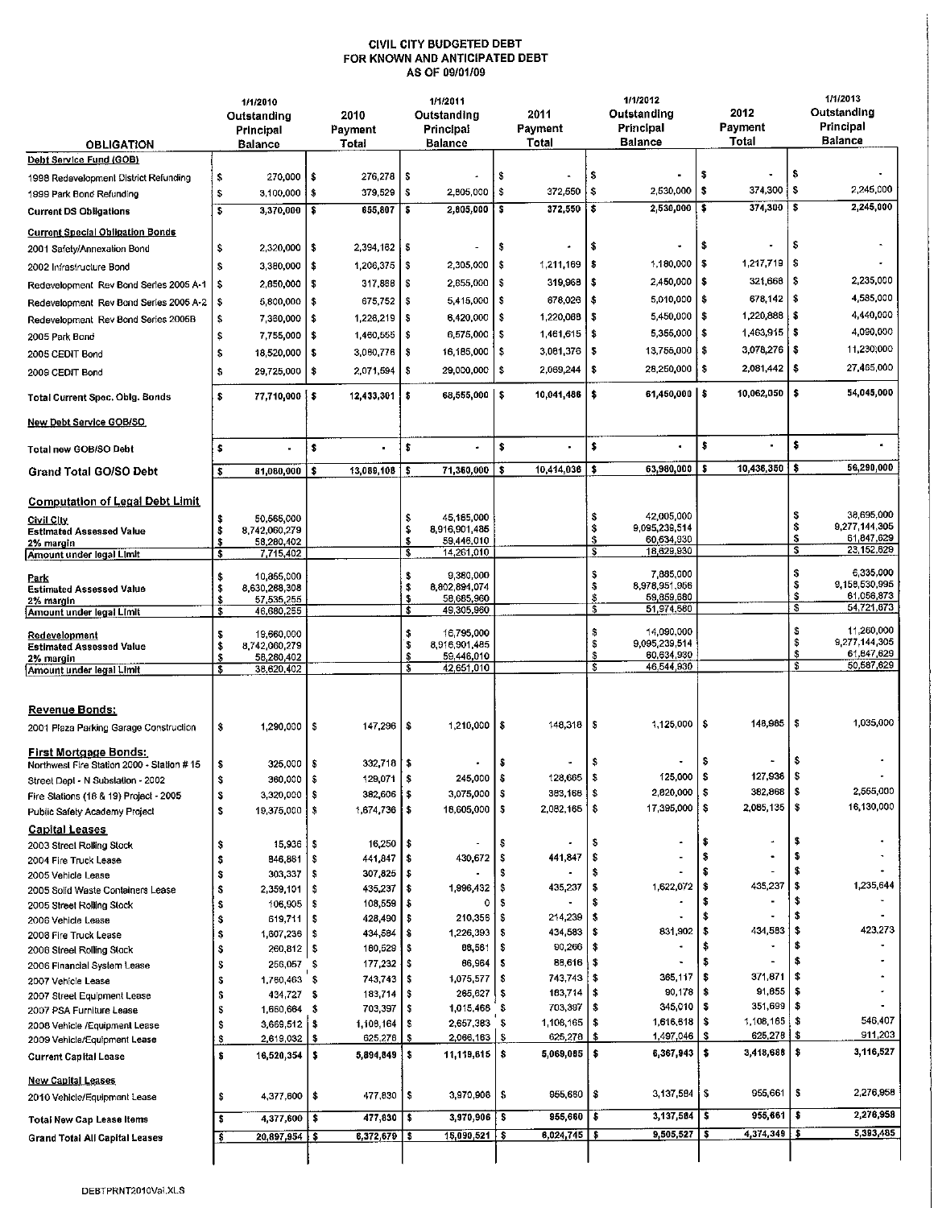# CIVIL CITY BUDGETED DEBT
## FOR KNOWN AND ANTICIPATED DEBT
### AS OF 09/01/09

| OBLIGATION | 1/1/2010 Outstanding Principal Balance | 2010 Payment Total | 1/1/2011 Outstanding Principal Balance | 2011 Payment Total | 1/1/2012 Outstanding Principal Balance | 2012 Payment Total | 1/1/2013 Outstanding Principal Balance |
|---|---|---|---|---|---|---|---|
| **Debt Service Fund (GOB)** | | | | | | | |
| 1998 Redevelopment District Refunding | $ 270,000 | $ 276,278 | $ - | $ - | $ - | $ - | $ - |
| 1999 Park Bond Refunding | $ 3,100,000 | $ 379,529 | $ 2,805,000 | $ 372,550 | $ 2,530,000 | $ 374,300 | $ 2,245,000 |
| **Current DS Obligations** | $ 3,370,000 | $ 655,807 | $ 2,805,000 | $ 372,550 | $ 2,530,000 | $ 374,300 | $ 2,245,000 |
| **Current Special Obligation Bonds** | | | | | | | |
| 2001 Safety/Annexation Bond | $ 2,320,000 | $ 2,394,162 | $ - | $ - | $ - | $ - | $ - |
| 2002 Infrastructure Bond | $ 3,380,000 | $ 1,206,375 | $ 2,305,000 | $ 1,211,169 | $ 1,180,000 | $ 1,217,719 | $ - |
| Redevelopment Rev Bond Series 2005 A-1 | $ 2,850,000 | $ 317,888 | $ 2,655,000 | $ 319,968 | $ 2,450,000 | $ 321,668 | $ 2,235,000 |
| Redevelopment Rev Bond Series 2005 A-2 | $ 5,800,000 | $ 675,752 | $ 5,415,000 | $ 678,026 | $ 5,010,000 | $ 678,142 | $ 4,585,000 |
| Redevelopment Rev Bond Series 2005B | $ 7,380,000 | $ 1,226,219 | $ 6,420,000 | $ 1,220,068 | $ 5,450,000 | $ 1,220,888 | $ 4,440,000 |
| 2005 Park Bond | $ 7,755,000 | $ 1,460,555 | $ 6,575,000 | $ 1,461,615 | $ 5,355,000 | $ 1,463,915 | $ 4,090,000 |
| 2005 CEDIT Bond | $ 18,520,000 | $ 3,080,776 | $ 16,185,000 | $ 3,081,376 | $ 13,755,000 | $ 3,078,276 | $ 11,230,000 |
| 2009 CEDIT Bond | $ 29,725,000 | $ 2,071,594 | $ 29,000,000 | $ 2,069,244 | $ 28,250,000 | $ 2,081,442 | $ 27,465,000 |
| **Total Current Spec. Oblg. Bonds** | $ 77,710,000 | $ 12,433,301 | $ 68,555,000 | $ 10,041,486 | $ 61,450,000 | $ 10,062,050 | $ 54,045,000 |
| **New Debt Service GOB/SO** | | | | | | | |
| **Total new GOB/SO Debt** | $ - | $ - | $ - | $ - | $ - | $ - | $ - |
| **Grand Total GO/SO Debt** | $ 81,080,000 | $ 13,089,108 | $ 71,360,000 | $ 10,414,036 | $ 63,980,000 | $ 10,436,350 | $ 56,290,000 |
| **Computation of Legal Debt Limit** | | | | | | | |
| **Civil City** | $ 50,565,000 | | $ 45,185,000 | | $ 42,005,000 | | $ 38,695,000 |
| **Estimated Assessed Value** | $ 8,742,060,279 | | $ 8,916,901,485 | | $ 9,095,239,514 | | $ 9,277,144,305 |
| **2% margin** | $ 58,280,402 | | $ 59,446,010 | | $ 60,634,930 | | $ 61,847,629 |
| **Amount under legal Limit** | $ 7,715,402 | | $ 14,261,010 | | $ 18,629,930 | | $ 23,152,629 |
| **Park** | $ 10,865,000 | | $ 9,380,000 | | $ 7,885,000 | | $ 6,335,000 |
| **Estimated Assessed Value** | $ 8,630,288,308 | | $ 8,802,894,074 | | $ 8,978,951,956 | | $ 9,158,530,995 |
| **2% margin** | $ 57,535,255 | | $ 58,685,960 | | $ 59,859,680 | | $ 61,056,873 |
| **Amount under legal Limit** | $ 46,680,255 | | $ 49,305,960 | | $ 51,974,680 | | $ 54,721,873 |
| **Redevelopment** | $ 19,660,000 | | $ 16,795,000 | | $ 14,090,000 | | $ 11,260,000 |
| **Estimated Assessed Value** | $ 8,742,060,279 | | $ 8,916,901,485 | | $ 9,095,239,514 | | $ 9,277,144,305 |
| **2% margin** | $ 58,280,402 | | $ 59,446,010 | | $ 60,634,930 | | $ 61,847,629 |
| **Amount under legal Limit** | $ 38,620,402 | | $ 42,651,010 | | $ 46,544,930 | | $ 50,587,629 |
| **Revenue Bonds:** | | | | | | | |
| 2001 Plaza Parking Garage Construction | $ 1,290,000 | $ 147,296 | $ 1,210,000 | $ 148,316 | $ 1,125,000 | $ 148,965 | $ 1,035,000 |
| **First Mortgage Bonds:** | | | | | | | |
| Northwest Fire Station 2000 - Station # 15 | $ 325,000 | $ 332,718 | $ - | $ - | $ - | $ - | $ - |
| Street Dept - N Substation - 2002 | $ 360,000 | $ 129,071 | $ 245,000 | $ 128,665 | $ 125,000 | $ 127,936 | $ - |
| Fire Stations (18 & 19) Project - 2005 | $ 3,320,000 | $ 382,606 | $ 3,075,000 | $ 383,168 | $ 2,820,000 | $ 382,868 | $ 2,555,000 |
| Public Safety Academy Project | $ 19,375,000 | $ 1,674,736 | $ 18,605,000 | $ 2,082,165 | $ 17,395,000 | $ 2,085,135 | $ 16,130,000 |
| **Capital Leases** | | | | | | | |
| 2003 Street Rolling Stock | $ 15,936 | $ 16,250 | $ - | $ - | $ - | $ - | $ - |
| 2004 Fire Truck Lease | $ 846,861 | $ 441,847 | $ 430,672 | $ 441,847 | $ - | $ - | $ - |
| 2005 Vehicle Lease | $ 303,337 | $ 307,825 | $ - | $ - | $ - | $ - | $ - |
| 2005 Solid Waste Containers Lease | $ 2,359,101 | $ 435,237 | $ 1,996,432 | $ 435,237 | $ 1,622,072 | $ 435,237 | $ 1,235,644 |
| 2005 Street Rolling Stock | $ 106,905 | $ 108,559 | $ 0 | $ - | $ - | $ - | $ - |
| 2006 Vehicle Lease | $ 619,711 | $ 428,490 | $ 210,356 | $ 214,239 | $ - | $ - | $ - |
| 2006 Fire Truck Lease | $ 1,607,236 | $ 434,584 | $ 1,226,393 | $ 434,583 | $ 831,902 | $ 434,583 | $ 423,273 |
| 2006 Street Rolling Stock | $ 260,812 | $ 180,529 | $ 88,561 | $ 90,266 | $ - | $ - | $ - |
| 2006 Financial System Lease | $ 256,057 | $ 177,232 | $ 86,964 | $ 88,616 | $ - | $ - | $ - |
| 2007 Vehicle Lease | $ 1,760,463 | $ 743,743 | $ 1,075,577 | $ 743,743 | $ 365,117 | $ 371,871 | $ - |
| 2007 Street Equipment Lease | $ 434,727 | $ 183,714 | $ 265,627 | $ 183,714 | $ 90,178 | $ 91,855 | $ - |
| 2007 PSA Furniture Lease | $ 1,660,664 | $ 703,397 | $ 1,015,468 | $ 703,397 | $ 345,010 | $ 351,699 | $ - |
| 2008 Vehicle /Equipment Lease | $ 3,669,512 | $ 1,108,164 | $ 2,657,383 | $ 1,108,165 | $ 1,616,618 | $ 1,108,165 | $ 546,407 |
| 2009 Vehicle/Equipment Lease | $ 2,619,032 | $ 625,278 | $ 2,066,163 | $ 625,278 | $ 1,497,046 | $ 625,278 | $ 911,203 |
| **Current Capital Lease** | $ 16,520,354 | $ 5,894,849 | $ 11,119,615 | $ 5,069,085 | $ 6,367,943 | $ 3,418,688 | $ 3,116,527 |
| **New Capital Leases** | | | | | | | |
| 2010 Vehicle/Equipment Lease | $ 4,377,600 | $ 477,830 | $ 3,970,906 | $ 955,660 | $ 3,137,584 | $ 955,661 | $ 2,276,958 |
| **Total New Cap Lease Items** | $ 4,377,600 | $ 477,830 | $ 3,970,906 | $ 955,660 | $ 3,137,584 | $ 955,661 | $ 2,276,958 |
| **Grand Total All Capital Leases** | $ 20,897,954 | $ 6,372,679 | $ 15,090,521 | $ 6,024,745 | $ 9,505,527 | $ 4,374,349 | $ 5,393,485 |

DEBTPRNT2010Val.XLS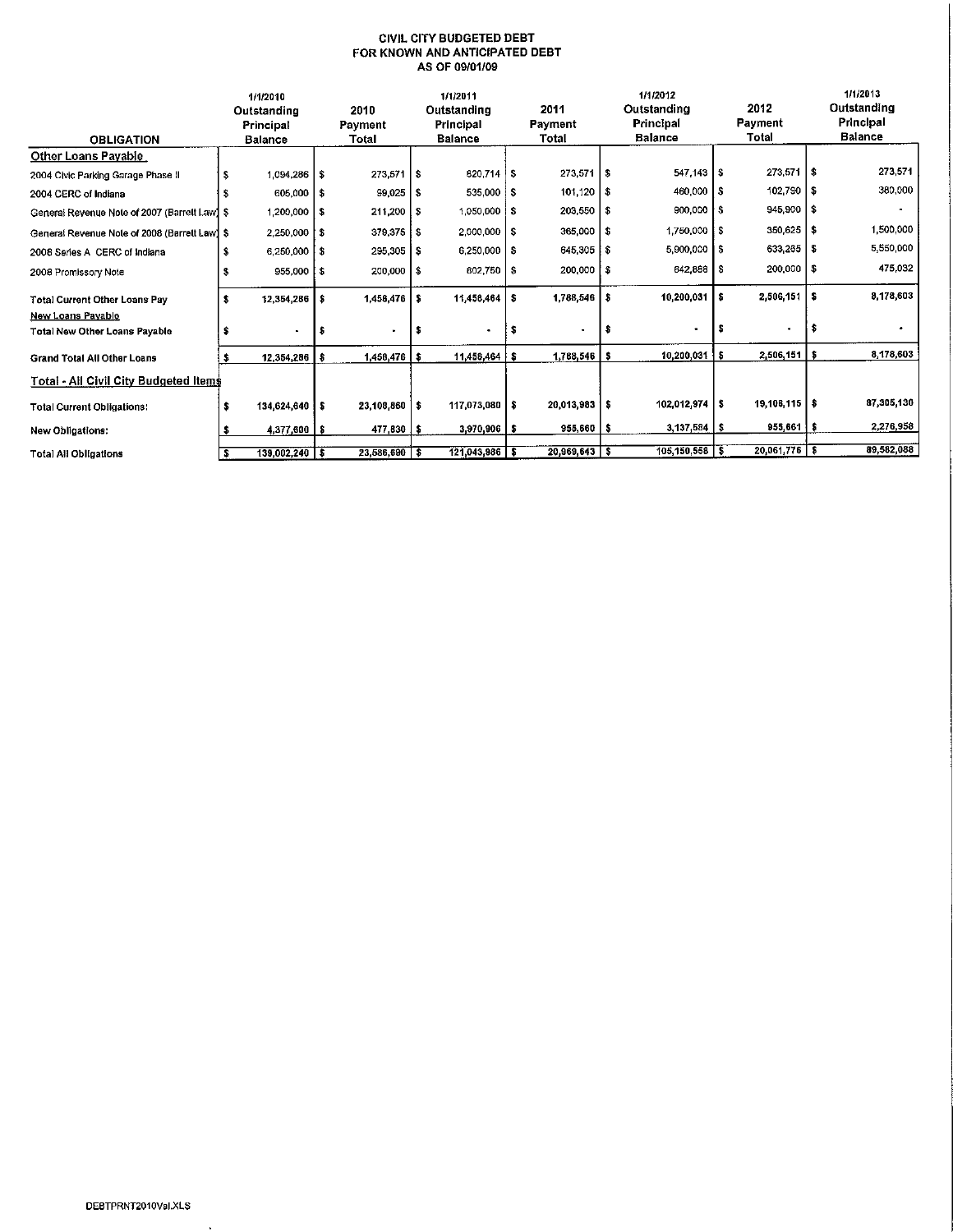# CIVIL CITY BUDGETED DEBT
## FOR KNOWN AND ANTICIPATED DEBT
### AS OF 09/01/09

| OBLIGATION | 1/1/2010 Outstanding Principal Balance | 2010 Payment Total | 1/1/2011 Outstanding Principal Balance | 2011 Payment Total | 1/1/2012 Outstanding Principal Balance | 2012 Payment Total | 1/1/2013 Outstanding Principal Balance |
|---|---|---|---|---|---|---|---|
| **Other Loans Payable** | | | | | | | |
| 2004 Civic Parking Garage Phase II | $ 1,094,286 | $ 273,571 | $ 820,714 | $ 273,571 | $ 547,143 | $ 273,571 | $ 273,571 |
| 2004 CERC of Indiana | $ 605,000 | $ 99,025 | $ 535,000 | $ 101,120 | $ 460,000 | $ 102,790 | $ 380,000 |
| General Revenue Note of 2007 (Barrett Law) | $ 1,200,000 | $ 211,200 | $ 1,050,000 | $ 203,550 | $ 900,000 | $ 945,900 | $ - |
| General Revenue Note of 2008 (Barrett Law) | $ 2,250,000 | $ 379,375 | $ 2,000,000 | $ 365,000 | $ 1,750,000 | $ 350,625 | $ 1,500,000 |
| 2008 Series A CERC of Indiana | $ 6,250,000 | $ 295,305 | $ 6,250,000 | $ 645,305 | $ 5,900,000 | $ 633,265 | $ 5,550,000 |
| 2008 Promissory Note | $ 955,000 | $ 200,000 | $ 802,750 | $ 200,000 | $ 642,888 | $ 200,000 | $ 475,032 |
| Total Current Other Loans Pay | $ 12,354,286 | $ 1,458,476 | $ 11,458,464 | $ 1,788,546 | $ 10,200,031 | $ 2,506,151 | $ 8,178,603 |
| New Loans Payable | | | | | | | |
| Total New Other Loans Payable | $ - | $ - | $ - | $ - | $ - | $ - | $ - |
| Grand Total All Other Loans | $ 12,354,286 | $ 1,458,476 | $ 11,458,464 | $ 1,788,546 | $ 10,200,031 | $ 2,506,151 | $ 8,178,603 |
| **Total - All Civil City Budgeted Items** | | | | | | | |
| Total Current Obligations: | $ 134,624,640 | $ 23,108,860 | $ 117,073,080 | $ 20,013,983 | $ 102,012,974 | $ 19,106,115 | $ 87,305,130 |
| New Obligations: | $ 4,377,600 | $ 477,830 | $ 3,970,906 | $ 955,660 | $ 3,137,584 | $ 955,661 | $ 2,276,958 |
| Total All Obligations | $ 139,002,240 | $ 23,586,690 | $ 121,043,986 | $ 20,969,643 | $ 105,150,558 | $ 20,061,776 | $ 89,582,088 |

DEBTPRNT2010Val.XLS